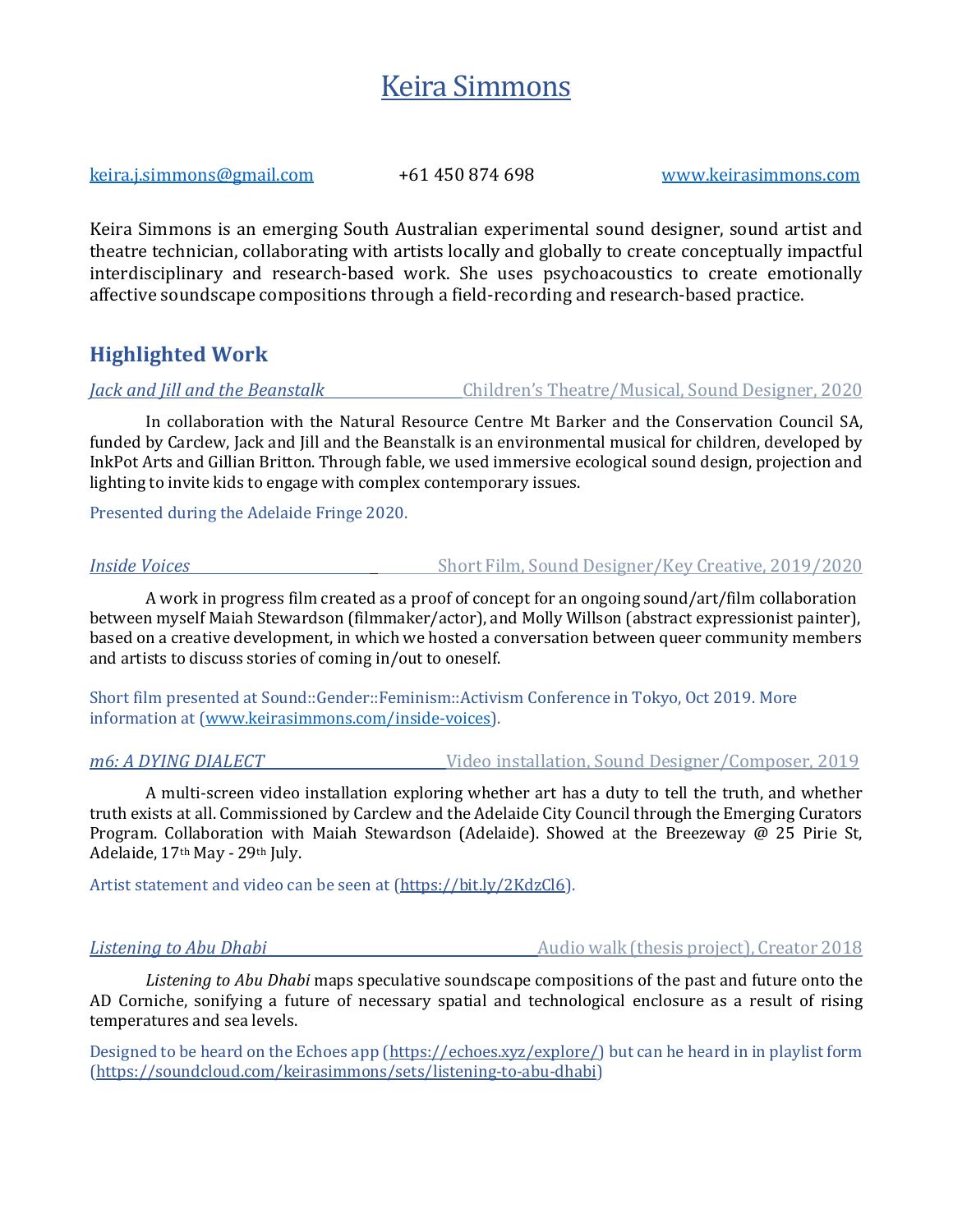# Keira Simmons

keira.j.simmons@gmail.com +61 450 874 698 www.keirasimmons.com

Keira Simmons is an emerging South Australian experimental sound designer, sound artist and theatre technician, collaborating with artists locally and globally to create conceptually impactful interdisciplinary and research-based work. She uses psychoacoustics to create emotionally affective soundscape compositions through a field-recording and research-based practice.

## Highlighted Work

*Jack and Jill and the Beanstalk* Children's Theatre/Musical, Sound Designer, 2020

In collaboration with the Natural Resource Centre Mt Barker and the Conservation Council SA, funded by Carclew, Jack and Jill and the Beanstalk is an environmental musical for children, developed by InkPot Arts and Gillian Britton. Through fable, we used immersive ecological sound design, projection and lighting to invite kids to engage with complex contemporary issues.

Presented during the Adelaide Fringe 2020.

*Inside Voices* Short Film, Sound Designer/Key Creative, 2019/2020

A work in progress film created as a proof of concept for an ongoing sound/art/film collaboration between myself Maiah Stewardson (filmmaker/actor), and Molly Willson (abstract expressionist painter), based on a creative development, in which we hosted a conversation between queer community members and artists to discuss stories of coming in/out to oneself.

Short film presented at Sound::Gender::Feminism::Activism Conference in Tokyo, Oct 2019. More information at (www.keirasimmons.com/inside-voices).

*m6: A DYING DIALECT* Video installation, Sound Designer/Composer, 2019

A multi-screen video installation exploring whether art has a duty to tell the truth, and whether truth exists at all. Commissioned by Carclew and the Adelaide City Council through the Emerging Curators Program. Collaboration with Maiah Stewardson (Adelaide). Showed at the Breezeway @ 25 Pirie St, Adelaide, 17th May - 29th July.

Artist statement and video can be seen at (https://bit.ly/2KdzCl6).

*Listening to Abu Dhabi* Audio walk (thesis project), Creator 2018

*Listening to Abu Dhabi* maps speculative soundscape compositions of the past and future onto the AD Corniche, sonifying a future of necessary spatial and technological enclosure as a result of rising temperatures and sea levels.

Designed to be heard on the Echoes app (https://echoes.xyz/explore/) but can he heard in in playlist form (https://soundcloud.com/keirasimmons/sets/listening-to-abu-dhabi)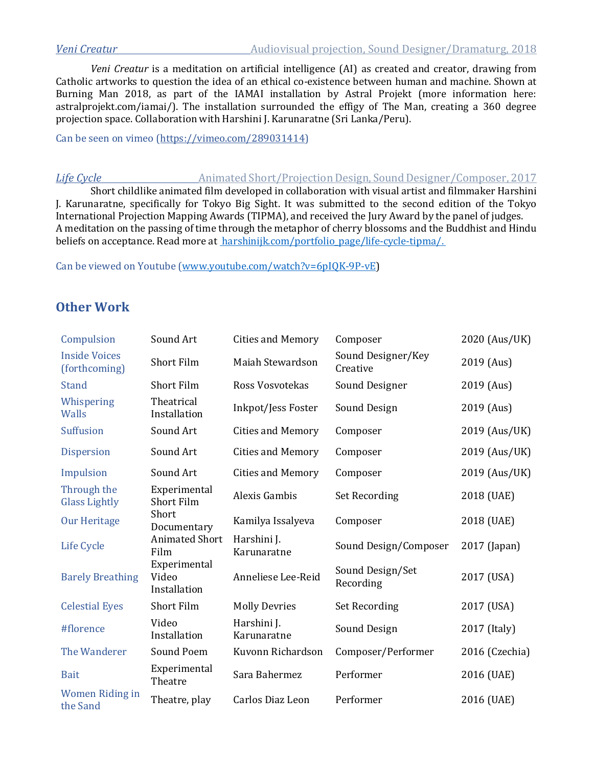*Veni Creatur* Audiovisual projection, Sound Designer/Dramaturg, 2018

*Veni Creatur* is a meditation on artificial intelligence (AI) as created and creator, drawing from Catholic artworks to question the idea of an ethical co-existence between human and machine. Shown at Burning Man 2018, as part of the IAMAI installation by Astral Projekt (more information here: astralprojekt.com/iamai/). The installation surrounded the effigy of The Man, creating a 360 degree projection space. Collaboration with Harshini J. Karunaratne (Sri Lanka/Peru).

Can be seen on vimeo (https://vimeo.com/289031414)

*Life Cycle* Animated Short/Projection Design, Sound Designer/Composer, 2017

Short childlike animated film developed in collaboration with visual artist and filmmaker Harshini J. Karunaratne, specifically for Tokyo Big Sight. It was submitted to the second edition of the Tokyo International Projection Mapping Awards (TIPMA), and received the Jury Award by the panel of judges. A meditation on the passing of time through the metaphor of cherry blossoms and the Buddhist and Hindu beliefs on acceptance. Read more at harshinijk.com/portfolio_page/life-cycle-tipma/.

Can be viewed on Youtube (www.youtube.com/watch?v=6pIQK-9P-vE)

## Other Work

| | | | | |
|---|---|---|---|---|
| Compulsion | Sound Art | Cities and Memory | Composer | 2020 (Aus/UK) |
| Inside Voices (forthcoming) | Short Film | Maiah Stewardson | Sound Designer/Key Creative | 2019 (Aus) |
| Stand | Short Film | Ross Vosvotekas | Sound Designer | 2019 (Aus) |
| Whispering Walls | Theatrical Installation | Inkpot/Jess Foster | Sound Design | 2019 (Aus) |
| Suffusion | Sound Art | Cities and Memory | Composer | 2019 (Aus/UK) |
| Dispersion | Sound Art | Cities and Memory | Composer | 2019 (Aus/UK) |
| Impulsion | Sound Art | Cities and Memory | Composer | 2019 (Aus/UK) |
| Through the Glass Lightly | Experimental Short Film | Alexis Gambis | Set Recording | 2018 (UAE) |
| Our Heritage | Short Documentary | Kamilya Issalyeva | Composer | 2018 (UAE) |
| Life Cycle | Animated Short Film | Harshini J. Karunaratne | Sound Design/Composer | 2017 (Japan) |
| Barely Breathing | Experimental Video Installation | Anneliese Lee-Reid | Sound Design/Set Recording | 2017 (USA) |
| Celestial Eyes | Short Film | Molly Devries | Set Recording | 2017 (USA) |
| #florence | Video Installation | Harshini J. Karunaratne | Sound Design | 2017 (Italy) |
| The Wanderer | Sound Poem | Kuvonn Richardson | Composer/Performer | 2016 (Czechia) |
| Bait | Experimental Theatre | Sara Bahermez | Performer | 2016 (UAE) |
| Women Riding in the Sand | Theatre, play | Carlos Diaz Leon | Performer | 2016 (UAE) |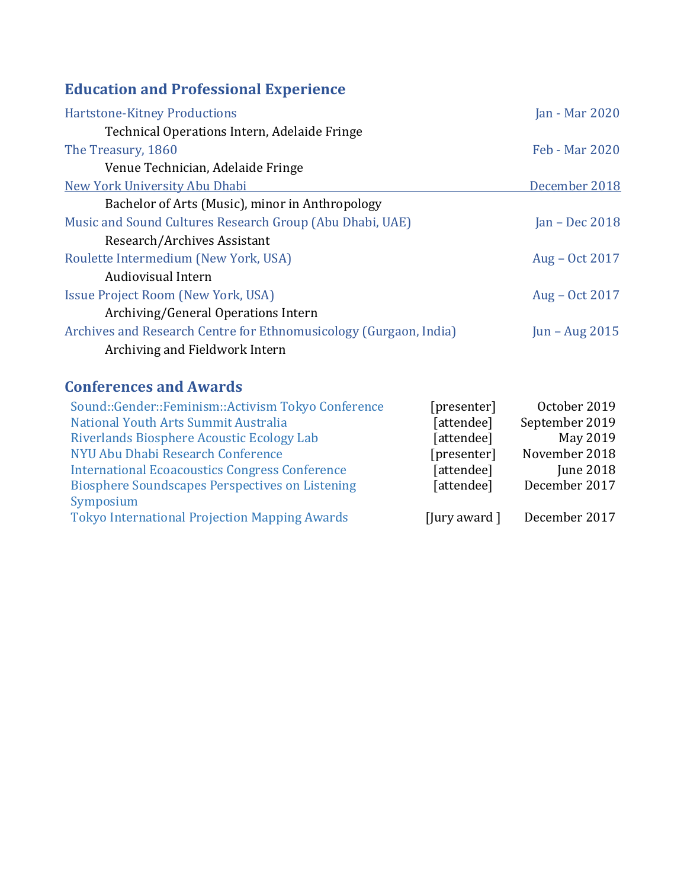## Education and Professional Experience

Hartstone-Kitney Productions — Jan - Mar 2020
Technical Operations Intern, Adelaide Fringe

The Treasury, 1860 — Feb - Mar 2020
Venue Technician, Adelaide Fringe

New York University Abu Dhabi — December 2018
Bachelor of Arts (Music), minor in Anthropology

Music and Sound Cultures Research Group (Abu Dhabi, UAE) — Jan – Dec 2018
Research/Archives Assistant

Roulette Intermedium (New York, USA) — Aug – Oct 2017
Audiovisual Intern

Issue Project Room (New York, USA) — Aug – Oct 2017
Archiving/General Operations Intern

Archives and Research Centre for Ethnomusicology (Gurgaon, India) — Jun – Aug 2015
Archiving and Fieldwork Intern

## Conferences and Awards

| | | |
|---|---|---|
| Sound::Gender::Feminism::Activism Tokyo Conference | [presenter] | October 2019 |
| National Youth Arts Summit Australia | [attendee] | September 2019 |
| Riverlands Biosphere Acoustic Ecology Lab | [attendee] | May 2019 |
| NYU Abu Dhabi Research Conference | [presenter] | November 2018 |
| International Ecoacoustics Congress Conference | [attendee] | June 2018 |
| Biosphere Soundscapes Perspectives on Listening Symposium | [attendee] | December 2017 |
| Tokyo International Projection Mapping Awards | [Jury award ] | December 2017 |